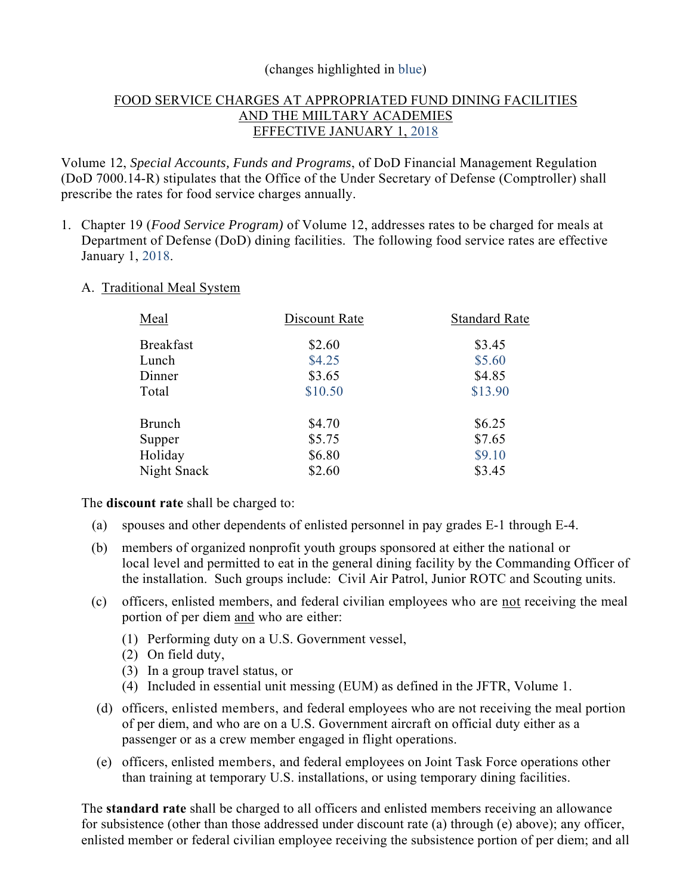(changes highlighted in blue)

## FOOD SERVICE CHARGES AT APPROPRIATED FUND DINING FACILITIES AND THE MIILTARY ACADEMIES EFFECTIVE JANUARY 1, 2018

Volume 12, *Special Accounts, Funds and Programs*, of DoD Financial Management Regulation (DoD 7000.14-R) stipulates that the Office of the Under Secretary of Defense (Comptroller) shall prescribe the rates for food service charges annually.

1. Chapter 19 (*Food Service Program)* of Volume 12, addresses rates to be charged for meals at Department of Defense (DoD) dining facilities. The following food service rates are effective January 1, 2018.

   A. Traditional Meal System

| Meal | Discount Rate | Standard Rate |
|---|---|---|
| Breakfast | $2.60 | $3.45 |
| Lunch | $4.25 | $5.60 |
| Dinner | $3.65 | $4.85 |
| Total | $10.50 | $13.90 |
| | | |
| Brunch | $4.70 | $6.25 |
| Supper | $5.75 | $7.65 |
| Holiday | $6.80 | $9.10 |
| Night Snack | $2.60 | $3.45 |

The **discount rate** shall be charged to:

(a) spouses and other dependents of enlisted personnel in pay grades E-1 through E-4.

(b) members of organized nonprofit youth groups sponsored at either the national or local level and permitted to eat in the general dining facility by the Commanding Officer of the installation. Such groups include: Civil Air Patrol, Junior ROTC and Scouting units.

(c) officers, enlisted members, and federal civilian employees who are not receiving the meal portion of per diem and who are either:

(1) Performing duty on a U.S. Government vessel,
(2) On field duty,
(3) In a group travel status, or
(4) Included in essential unit messing (EUM) as defined in the JFTR, Volume 1.

(d) officers, enlisted members, and federal employees who are not receiving the meal portion of per diem, and who are on a U.S. Government aircraft on official duty either as a passenger or as a crew member engaged in flight operations.

(e) officers, enlisted members, and federal employees on Joint Task Force operations other than training at temporary U.S. installations, or using temporary dining facilities.

The **standard rate** shall be charged to all officers and enlisted members receiving an allowance for subsistence (other than those addressed under discount rate (a) through (e) above); any officer, enlisted member or federal civilian employee receiving the subsistence portion of per diem; and all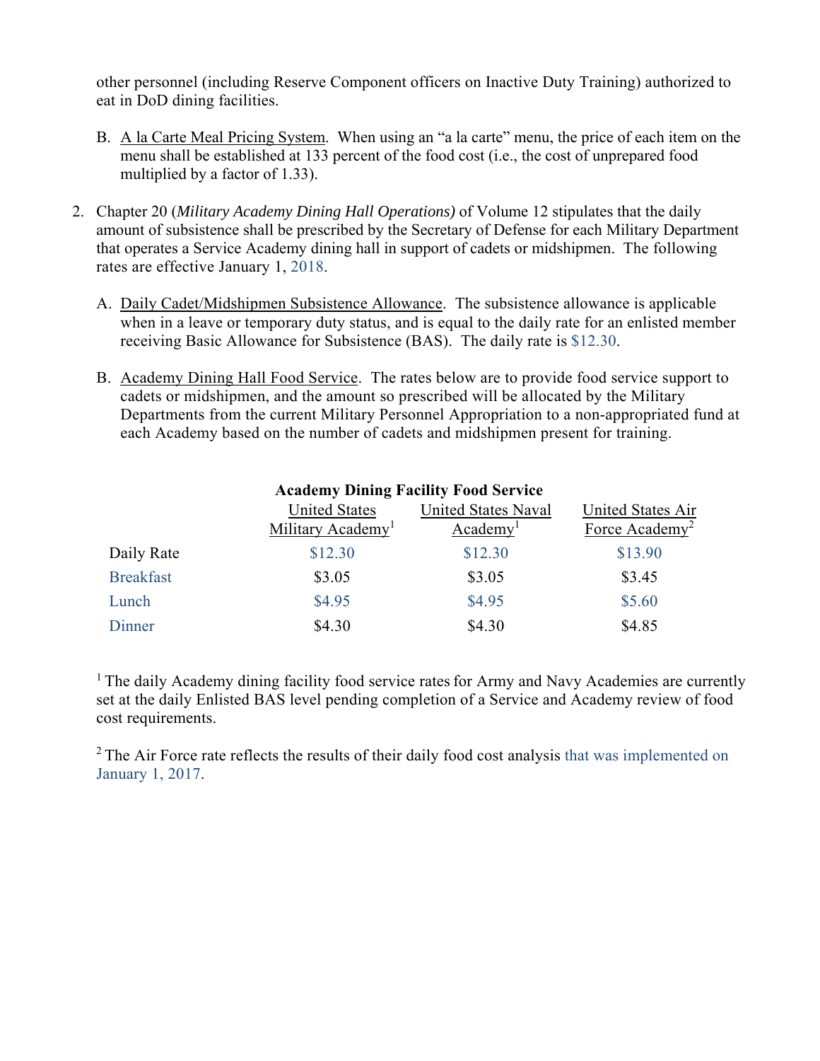other personnel (including Reserve Component officers on Inactive Duty Training) authorized to eat in DoD dining facilities.

B. A la Carte Meal Pricing System. When using an "a la carte" menu, the price of each item on the menu shall be established at 133 percent of the food cost (i.e., the cost of unprepared food multiplied by a factor of 1.33).

2. Chapter 20 (*Military Academy Dining Hall Operations)* of Volume 12 stipulates that the daily amount of subsistence shall be prescribed by the Secretary of Defense for each Military Department that operates a Service Academy dining hall in support of cadets or midshipmen. The following rates are effective January 1, 2018.

   A. Daily Cadet/Midshipmen Subsistence Allowance. The subsistence allowance is applicable when in a leave or temporary duty status, and is equal to the daily rate for an enlisted member receiving Basic Allowance for Subsistence (BAS). The daily rate is $12.30.

   B. Academy Dining Hall Food Service. The rates below are to provide food service support to cadets or midshipmen, and the amount so prescribed will be allocated by the Military Departments from the current Military Personnel Appropriation to a non-appropriated fund at each Academy based on the number of cadets and midshipmen present for training.

**Academy Dining Facility Food Service**

| | United States Military Academy[1] | United States Naval Academy[1] | United States Air Force Academy[2] |
|---|---|---|---|
| Daily Rate | $12.30 | $12.30 | $13.90 |
| Breakfast | $3.05 | $3.05 | $3.45 |
| Lunch | $4.95 | $4.95 | $5.60 |
| Dinner | $4.30 | $4.30 | $4.85 |

[1] The daily Academy dining facility food service rates for Army and Navy Academies are currently set at the daily Enlisted BAS level pending completion of a Service and Academy review of food cost requirements.

[2] The Air Force rate reflects the results of their daily food cost analysis that was implemented on January 1, 2017.